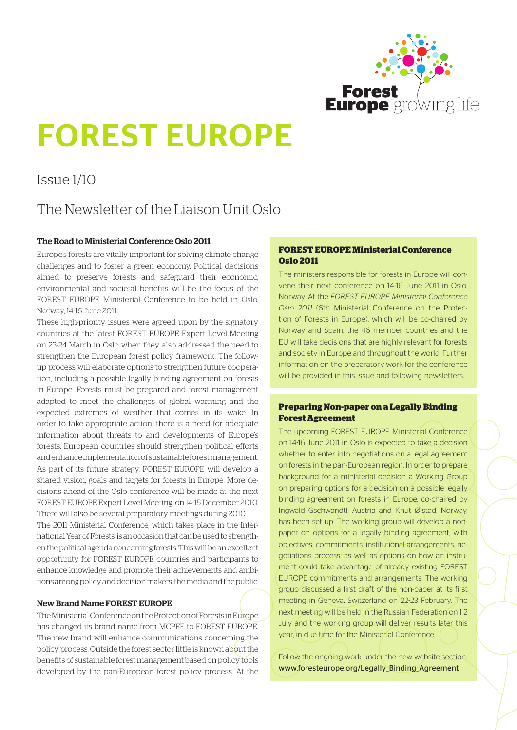Forest Europe growing life

# FOREST EUROPE

Issue 1/10

## The Newsletter of the Liaison Unit Oslo

### The Road to Ministerial Conference Oslo 2011

Europe's forests are vitally important for solving climate change challenges and to foster a green economy. Political decisions aimed to preserve forests and safeguard their economic, environmental and societal benefits will be the focus of the FOREST EUROPE Ministerial Conference to be held in Oslo, Norway, 14-16 June 2011.

These high-priority issues were agreed upon by the signatory countries at the latest FOREST EUROPE Expert Level Meeting on 23-24 March in Oslo when they also addressed the need to strengthen the European forest policy framework. The follow-up process will elaborate options to strengthen future cooperation, including a possible legally binding agreement on forests in Europe. Forests must be prepared and forest management adapted to meet the challenges of global warming and the expected extremes of weather that comes in its wake. In order to take appropriate action, there is a need for adequate information about threats to and developments of Europe's forests. European countries should strengthen political efforts and enhance implementation of sustainable forest management. As part of its future strategy, FOREST EUROPE will develop a shared vision, goals and targets for forests in Europe. More decisions ahead of the Oslo conference will be made at the next FOREST EUROPE Expert Level Meeting, on 14-15 December 2010. There will also be several preparatory meetings during 2010.

The 2011 Ministerial Conference, which takes place in the International Year of Forests, is an occasion that can be used to strengthen the political agenda concerning forests. This will be an excellent opportunity for FOREST EUROPE countries and participants to enhance knowledge and promote their achievements and ambitions among policy and decision makers, the media and the public.

### New Brand Name FOREST EUROPE

The Ministerial Conference on the Protection of Forests in Europe has changed its brand name from MCPFE to FOREST EUROPE. The new brand will enhance communications concerning the policy process. Outside the forest sector little is known about the benefits of sustainable forest management based on policy tools developed by the pan-European forest policy process. At the

### FOREST EUROPE Ministerial Conference Oslo 2011

The ministers responsible for forests in Europe will convene their next conference on 14-16 June 2011 in Oslo, Norway. At the *FOREST EUROPE Ministerial Conference Oslo 2011* (6th Ministerial Conference on the Protection of Forests in Europe), which will be co-chaired by Norway and Spain, the 46 member countries and the EU will take decisions that are highly relevant for forests and society in Europe and throughout the world. Further information on the preparatory work for the conference will be provided in this issue and following newsletters.

### Preparing Non-paper on a Legally Binding Forest Agreement

The upcoming FOREST EUROPE Ministerial Conference on 14-16 June 2011 in Oslo is expected to take a decision whether to enter into negotiations on a legal agreement on forests in the pan-European region. In order to prepare background for a ministerial decision a Working Group on preparing options for a decision on a possible legally binding agreement on forests in Europe, co-chaired by Ingwald Gschwandtl, Austria and Knut Øistad, Norway, has been set up. The working group will develop a non-paper on options for a legally binding agreement, with objectives, commitments, institutional arrangements, negotiations process, as well as options on how an instrument could take advantage of already existing FOREST EUROPE commitments and arrangements. The working group discussed a first draft of the non-paper at its first meeting in Geneva, Switzerland on 22-23 February. The next meeting will be held in the Russian Federation on 1-2 July and the working group will deliver results later this year, in due time for the Ministerial Conference.

Follow the ongoing work under the new website section: www.foresteurope.org/Legally_Binding_Agreement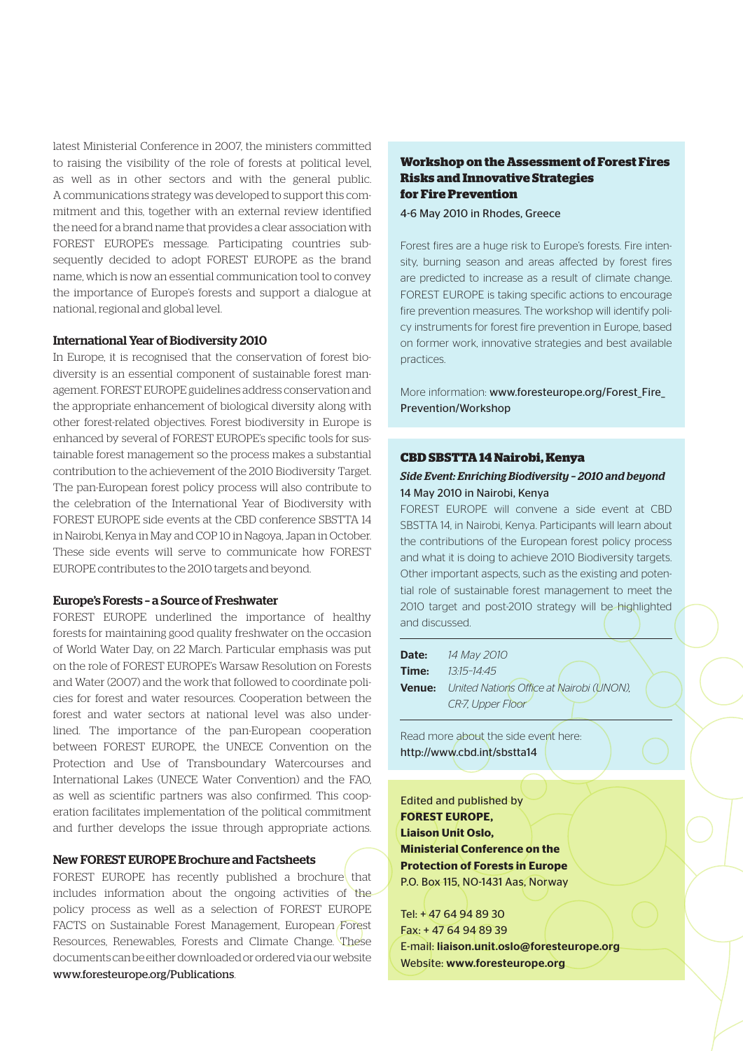latest Ministerial Conference in 2007, the ministers committed to raising the visibility of the role of forests at political level, as well as in other sectors and with the general public. A communications strategy was developed to support this commitment and this, together with an external review identified the need for a brand name that provides a clear association with FOREST EUROPE's message. Participating countries subsequently decided to adopt FOREST EUROPE as the brand name, which is now an essential communication tool to convey the importance of Europe's forests and support a dialogue at national, regional and global level.

### International Year of Biodiversity 2010

In Europe, it is recognised that the conservation of forest biodiversity is an essential component of sustainable forest management. FOREST EUROPE guidelines address conservation and the appropriate enhancement of biological diversity along with other forest-related objectives. Forest biodiversity in Europe is enhanced by several of FOREST EUROPE's specific tools for sustainable forest management so the process makes a substantial contribution to the achievement of the 2010 Biodiversity Target. The pan-European forest policy process will also contribute to the celebration of the International Year of Biodiversity with FOREST EUROPE side events at the CBD conference SBSTTA 14 in Nairobi, Kenya in May and COP 10 in Nagoya, Japan in October. These side events will serve to communicate how FOREST EUROPE contributes to the 2010 targets and beyond.

### Europe's Forests – a Source of Freshwater

FOREST EUROPE underlined the importance of healthy forests for maintaining good quality freshwater on the occasion of World Water Day, on 22 March. Particular emphasis was put on the role of FOREST EUROPE's Warsaw Resolution on Forests and Water (2007) and the work that followed to coordinate policies for forest and water resources. Cooperation between the forest and water sectors at national level was also underlined. The importance of the pan-European cooperation between FOREST EUROPE, the UNECE Convention on the Protection and Use of Transboundary Watercourses and International Lakes (UNECE Water Convention) and the FAO, as well as scientific partners was also confirmed. This cooperation facilitates implementation of the political commitment and further develops the issue through appropriate actions.

### New FOREST EUROPE Brochure and Factsheets

FOREST EUROPE has recently published a brochure that includes information about the ongoing activities of the policy process as well as a selection of FOREST EUROPE FACTS on Sustainable Forest Management, European Forest Resources, Renewables, Forests and Climate Change. These documents can be either downloaded or ordered via our website www.foresteurope.org/Publications.

### Workshop on the Assessment of Forest Fires Risks and Innovative Strategies for Fire Prevention

4-6 May 2010 in Rhodes, Greece

Forest fires are a huge risk to Europe's forests. Fire intensity, burning season and areas affected by forest fires are predicted to increase as a result of climate change. FOREST EUROPE is taking specific actions to encourage fire prevention measures. The workshop will identify policy instruments for forest fire prevention in Europe, based on former work, innovative strategies and best available practices.

More information: www.foresteurope.org/Forest_Fire_Prevention/Workshop

### CBD SBSTTA 14 Nairobi, Kenya

*Side Event: Enriching Biodiversity – 2010 and beyond*
14 May 2010 in Nairobi, Kenya

FOREST EUROPE will convene a side event at CBD SBSTTA 14, in Nairobi, Kenya. Participants will learn about the contributions of the European forest policy process and what it is doing to achieve 2010 Biodiversity targets. Other important aspects, such as the existing and potential role of sustainable forest management to meet the 2010 target and post-2010 strategy will be highlighted and discussed.

| | |
|---|---|
| **Date:** | *14 May 2010* |
| **Time:** | *13:15-14:45* |
| **Venue:** | *United Nations Office at Nairobi (UNON), CR-7, Upper Floor* |

Read more about the side event here: http://www.cbd.int/sbstta14

Edited and published by
**FOREST EUROPE,**
**Liaison Unit Oslo,**
**Ministerial Conference on the Protection of Forests in Europe**
P.O. Box 115, NO-1431 Aas, Norway

Tel: + 47 64 94 89 30
Fax: + 47 64 94 89 39
E-mail: **liaison.unit.oslo@foresteurope.org**
Website: **www.foresteurope.org**